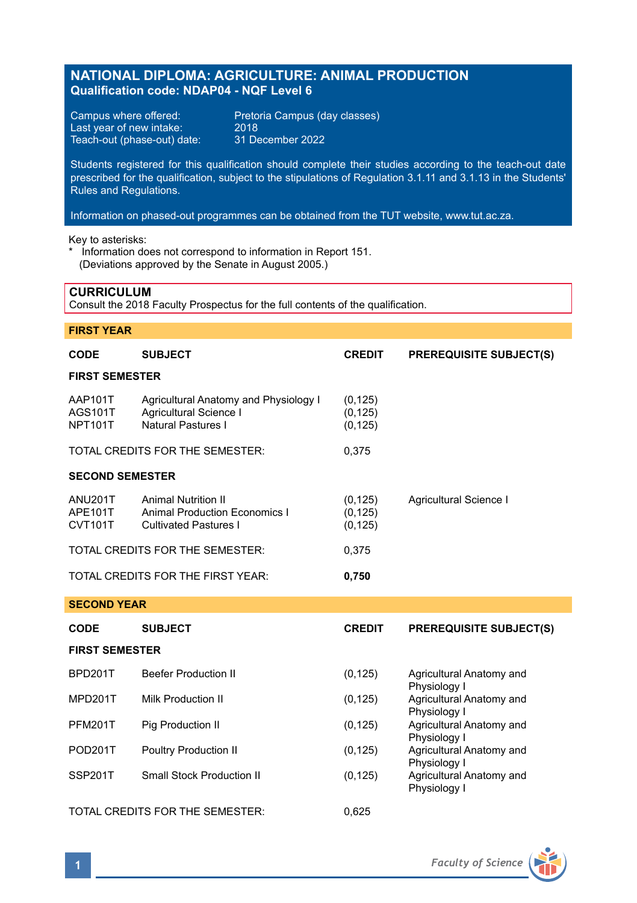# NATIONAL DIPLOMA: AGRICULTURE: ANIMAL PRODUCTION

**Qualification code: NDAP04 - NQF Level 6**

Campus where offered: Pretoria Campus (day classes)
Last year of new intake: 2018
Teach-out (phase-out) date: 31 December 2022

Students registered for this qualification should complete their studies according to the teach-out date prescribed for the qualification, subject to the stipulations of Regulation 3.1.11 and 3.1.13 in the Students' Rules and Regulations.

Information on phased-out programmes can be obtained from the TUT website, www.tut.ac.za.

Key to asterisks:
\* Information does not correspond to information in Report 151. (Deviations approved by the Senate in August 2005.)

## CURRICULUM

Consult the 2018 Faculty Prospectus for the full contents of the qualification.

### FIRST YEAR

| CODE | SUBJECT | CREDIT | PREREQUISITE SUBJECT(S) |
|---|---|---|---|
| **FIRST SEMESTER** | | | |
| AAP101T | Agricultural Anatomy and Physiology I | (0,125) | |
| AGS101T | Agricultural Science I | (0,125) | |
| NPT101T | Natural Pastures I | (0,125) | |
| TOTAL CREDITS FOR THE SEMESTER: | | 0,375 | |
| **SECOND SEMESTER** | | | |
| ANU201T | Animal Nutrition II | (0,125) | Agricultural Science I |
| APE101T | Animal Production Economics I | (0,125) | |
| CVT101T | Cultivated Pastures I | (0,125) | |
| TOTAL CREDITS FOR THE SEMESTER: | | 0,375 | |
| TOTAL CREDITS FOR THE FIRST YEAR: | | **0,750** | |

### SECOND YEAR

| CODE | SUBJECT | CREDIT | PREREQUISITE SUBJECT(S) |
|---|---|---|---|
| **FIRST SEMESTER** | | | |
| BPD201T | Beefer Production II | (0,125) | Agricultural Anatomy and Physiology I |
| MPD201T | Milk Production II | (0,125) | Agricultural Anatomy and Physiology I |
| PFM201T | Pig Production II | (0,125) | Agricultural Anatomy and Physiology I |
| POD201T | Poultry Production II | (0,125) | Agricultural Anatomy and Physiology I |
| SSP201T | Small Stock Production II | (0,125) | Agricultural Anatomy and Physiology I |
| TOTAL CREDITS FOR THE SEMESTER: | | 0,625 | |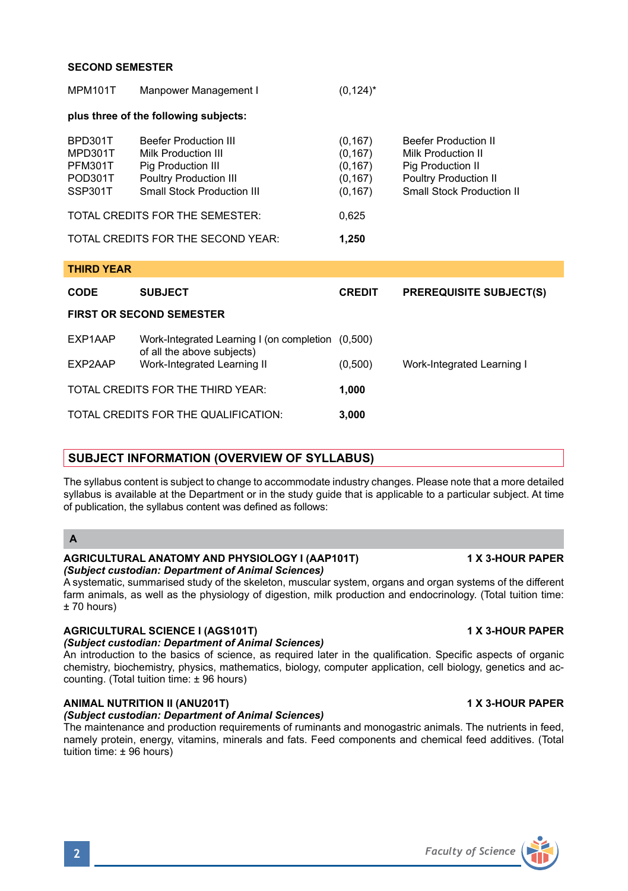**SECOND SEMESTER**

| | | | |
|---|---|---|---|
| MPM101T | Manpower Management I | (0,124)* | |

**plus three of the following subjects:**

| | | | |
|---|---|---|---|
| BPD301T | Beefer Production III | (0,167) | Beefer Production II |
| MPD301T | Milk Production III | (0,167) | Milk Production II |
| PFM301T | Pig Production III | (0,167) | Pig Production II |
| POD301T | Poultry Production III | (0,167) | Poultry Production II |
| SSP301T | Small Stock Production III | (0,167) | Small Stock Production II |

TOTAL CREDITS FOR THE SEMESTER: 0,625

TOTAL CREDITS FOR THE SECOND YEAR: **1,250**

## THIRD YEAR

| CODE | SUBJECT | CREDIT | PREREQUISITE SUBJECT(S) |
|---|---|---|---|
| **FIRST OR SECOND SEMESTER** | | | |
| EXP1AAP | Work-Integrated Learning I (on completion of all the above subjects) | (0,500) | |
| EXP2AAP | Work-Integrated Learning II | (0,500) | Work-Integrated Learning I |

TOTAL CREDITS FOR THE THIRD YEAR: **1,000**

TOTAL CREDITS FOR THE QUALIFICATION: **3,000**

## SUBJECT INFORMATION (OVERVIEW OF SYLLABUS)

The syllabus content is subject to change to accommodate industry changes. Please note that a more detailed syllabus is available at the Department or in the study guide that is applicable to a particular subject. At time of publication, the syllabus content was defined as follows:

### A

**AGRICULTURAL ANATOMY AND PHYSIOLOGY I (AAP101T) — 1 X 3-HOUR PAPER**
***(Subject custodian: Department of Animal Sciences)***
A systematic, summarised study of the skeleton, muscular system, organs and organ systems of the different farm animals, as well as the physiology of digestion, milk production and endocrinology. (Total tuition time: ± 70 hours)

**AGRICULTURAL SCIENCE I (AGS101T) — 1 X 3-HOUR PAPER**
***(Subject custodian: Department of Animal Sciences)***
An introduction to the basics of science, as required later in the qualification. Specific aspects of organic chemistry, biochemistry, physics, mathematics, biology, computer application, cell biology, genetics and accounting. (Total tuition time: ± 96 hours)

**ANIMAL NUTRITION II (ANU201T) — 1 X 3-HOUR PAPER**
***(Subject custodian: Department of Animal Sciences)***
The maintenance and production requirements of ruminants and monogastric animals. The nutrients in feed, namely protein, energy, vitamins, minerals and fats. Feed components and chemical feed additives. (Total tuition time: ± 96 hours)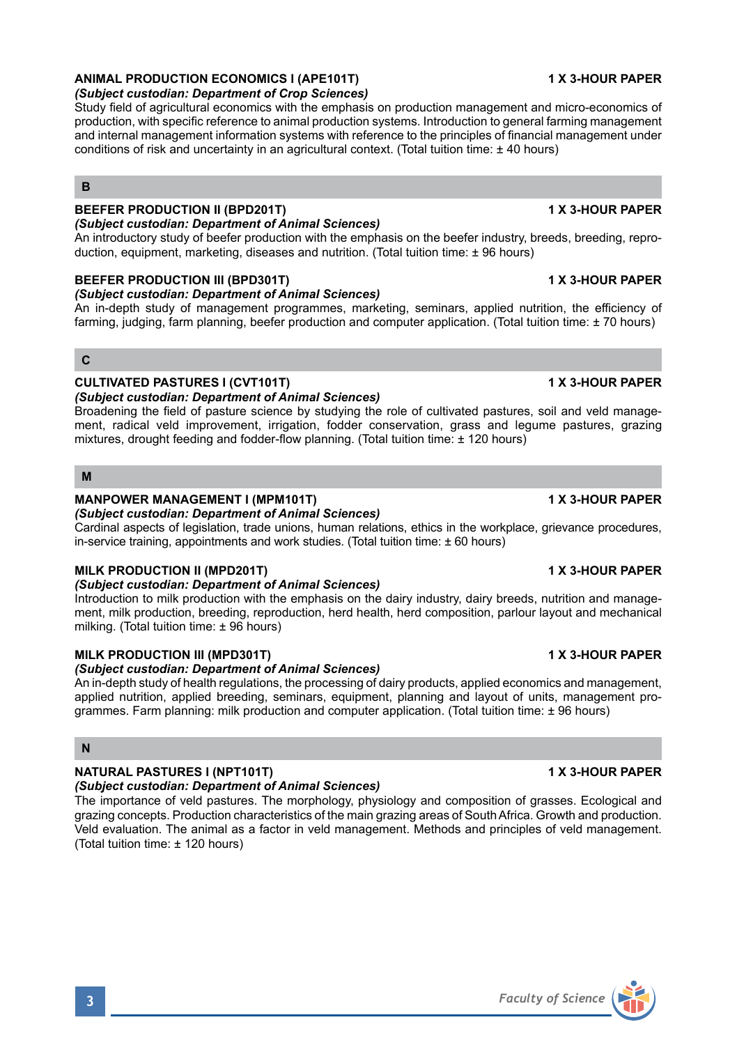**ANIMAL PRODUCTION ECONOMICS I (APE101T)** **1 X 3-HOUR PAPER**

***(Subject custodian: Department of Crop Sciences)***

Study field of agricultural economics with the emphasis on production management and micro-economics of production, with specific reference to animal production systems. Introduction to general farming management and internal management information systems with reference to the principles of financial management under conditions of risk and uncertainty in an agricultural context. (Total tuition time: ± 40 hours)

## B

**BEEFER PRODUCTION II (BPD201T)** **1 X 3-HOUR PAPER**

***(Subject custodian: Department of Animal Sciences)***

An introductory study of beefer production with the emphasis on the beefer industry, breeds, breeding, reproduction, equipment, marketing, diseases and nutrition. (Total tuition time: ± 96 hours)

**BEEFER PRODUCTION III (BPD301T)** **1 X 3-HOUR PAPER**

***(Subject custodian: Department of Animal Sciences)***

An in-depth study of management programmes, marketing, seminars, applied nutrition, the efficiency of farming, judging, farm planning, beefer production and computer application. (Total tuition time: ± 70 hours)

## C

**CULTIVATED PASTURES I (CVT101T)** **1 X 3-HOUR PAPER**

***(Subject custodian: Department of Animal Sciences)***

Broadening the field of pasture science by studying the role of cultivated pastures, soil and veld management, radical veld improvement, irrigation, fodder conservation, grass and legume pastures, grazing mixtures, drought feeding and fodder-flow planning. (Total tuition time: ± 120 hours)

## M

**MANPOWER MANAGEMENT I (MPM101T)** **1 X 3-HOUR PAPER**

***(Subject custodian: Department of Animal Sciences)***

Cardinal aspects of legislation, trade unions, human relations, ethics in the workplace, grievance procedures, in-service training, appointments and work studies. (Total tuition time: ± 60 hours)

**MILK PRODUCTION II (MPD201T)** **1 X 3-HOUR PAPER**

***(Subject custodian: Department of Animal Sciences)***

Introduction to milk production with the emphasis on the dairy industry, dairy breeds, nutrition and management, milk production, breeding, reproduction, herd health, herd composition, parlour layout and mechanical milking. (Total tuition time: ± 96 hours)

**MILK PRODUCTION III (MPD301T)** **1 X 3-HOUR PAPER**

***(Subject custodian: Department of Animal Sciences)***

An in-depth study of health regulations, the processing of dairy products, applied economics and management, applied nutrition, applied breeding, seminars, equipment, planning and layout of units, management programmes. Farm planning: milk production and computer application. (Total tuition time: ± 96 hours)

## N

**NATURAL PASTURES I (NPT101T)** **1 X 3-HOUR PAPER**

***(Subject custodian: Department of Animal Sciences)***

The importance of veld pastures. The morphology, physiology and composition of grasses. Ecological and grazing concepts. Production characteristics of the main grazing areas of South Africa. Growth and production. Veld evaluation. The animal as a factor in veld management. Methods and principles of veld management. (Total tuition time: ± 120 hours)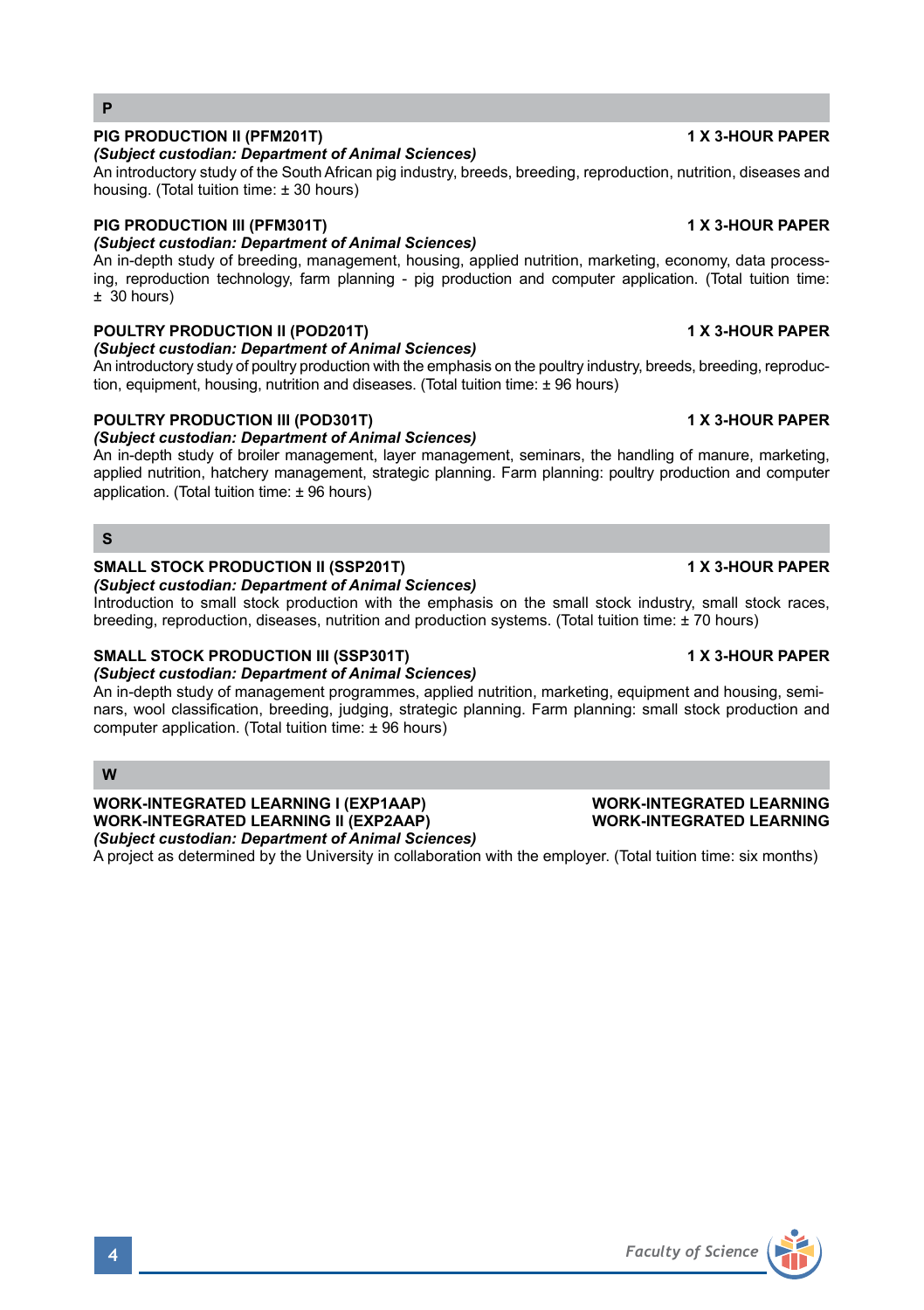## P

**PIG PRODUCTION II (PFM201T)** **1 X 3-HOUR PAPER**

***(Subject custodian: Department of Animal Sciences)***

An introductory study of the South African pig industry, breeds, breeding, reproduction, nutrition, diseases and housing. (Total tuition time: ± 30 hours)

**PIG PRODUCTION III (PFM301T)** **1 X 3-HOUR PAPER**

***(Subject custodian: Department of Animal Sciences)***

An in-depth study of breeding, management, housing, applied nutrition, marketing, economy, data processing, reproduction technology, farm planning - pig production and computer application. (Total tuition time: ± 30 hours)

**POULTRY PRODUCTION II (POD201T)** **1 X 3-HOUR PAPER**

***(Subject custodian: Department of Animal Sciences)***

An introductory study of poultry production with the emphasis on the poultry industry, breeds, breeding, reproduction, equipment, housing, nutrition and diseases. (Total tuition time: ± 96 hours)

**POULTRY PRODUCTION III (POD301T)** **1 X 3-HOUR PAPER**

***(Subject custodian: Department of Animal Sciences)***

An in-depth study of broiler management, layer management, seminars, the handling of manure, marketing, applied nutrition, hatchery management, strategic planning. Farm planning: poultry production and computer application. (Total tuition time: ± 96 hours)

## S

**SMALL STOCK PRODUCTION II (SSP201T)** **1 X 3-HOUR PAPER**

***(Subject custodian: Department of Animal Sciences)***

Introduction to small stock production with the emphasis on the small stock industry, small stock races, breeding, reproduction, diseases, nutrition and production systems. (Total tuition time: ± 70 hours)

**SMALL STOCK PRODUCTION III (SSP301T)** **1 X 3-HOUR PAPER**

***(Subject custodian: Department of Animal Sciences)***

An in-depth study of management programmes, applied nutrition, marketing, equipment and housing, seminars, wool classification, breeding, judging, strategic planning. Farm planning: small stock production and computer application. (Total tuition time: ± 96 hours)

## W

**WORK-INTEGRATED LEARNING I (EXP1AAP)** **WORK-INTEGRATED LEARNING**

**WORK-INTEGRATED LEARNING II (EXP2AAP)** **WORK-INTEGRATED LEARNING**

***(Subject custodian: Department of Animal Sciences)***

A project as determined by the University in collaboration with the employer. (Total tuition time: six months)